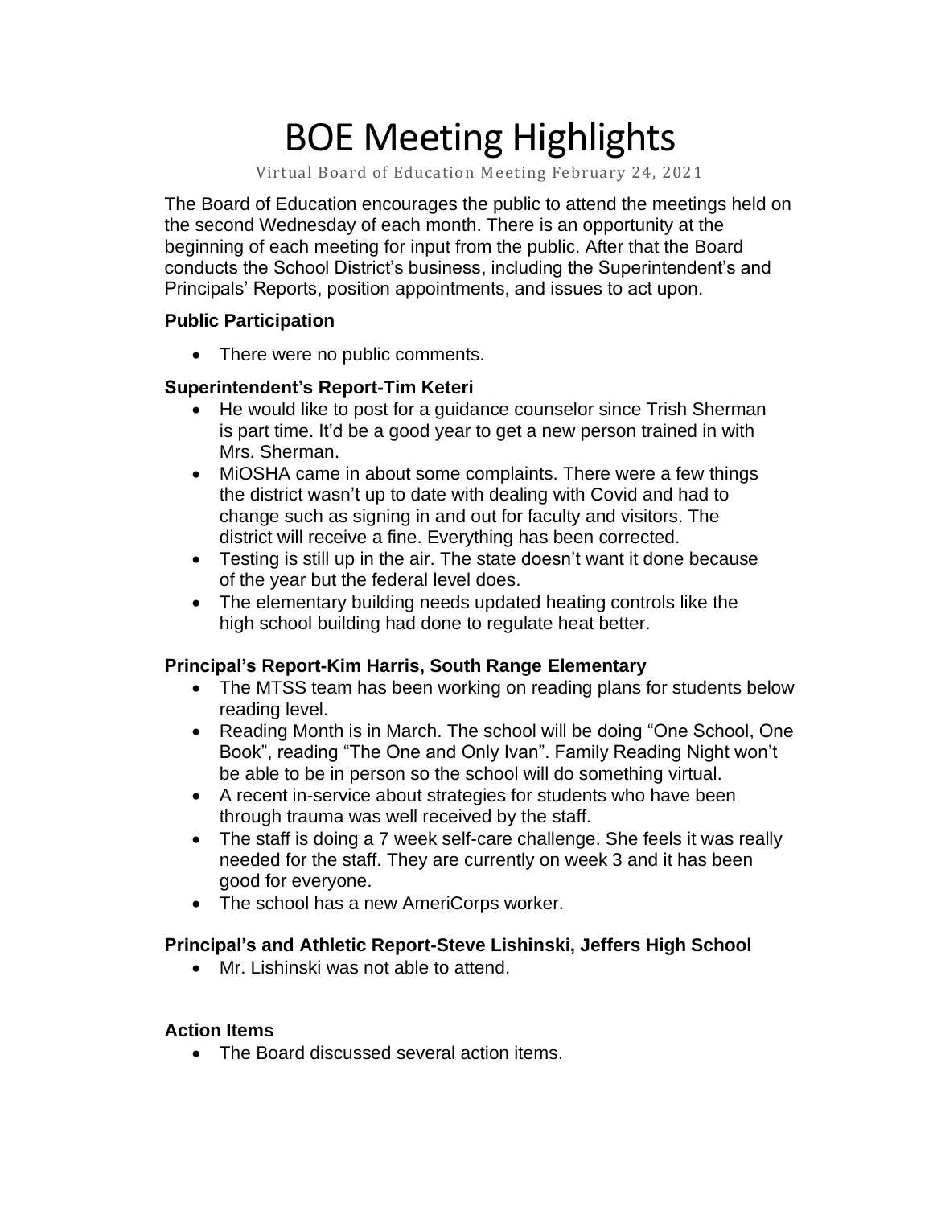# BOE Meeting Highlights

Virtual Board of Education Meeting February 24, 2021

The Board of Education encourages the public to attend the meetings held on the second Wednesday of each month. There is an opportunity at the beginning of each meeting for input from the public. After that the Board conducts the School District's business, including the Superintendent's and Principals' Reports, position appointments, and issues to act upon.

**Public Participation**

- There were no public comments.

**Superintendent's Report-Tim Keteri**

- He would like to post for a guidance counselor since Trish Sherman is part time. It'd be a good year to get a new person trained in with Mrs. Sherman.
- MiOSHA came in about some complaints. There were a few things the district wasn't up to date with dealing with Covid and had to change such as signing in and out for faculty and visitors. The district will receive a fine. Everything has been corrected.
- Testing is still up in the air. The state doesn't want it done because of the year but the federal level does.
- The elementary building needs updated heating controls like the high school building had done to regulate heat better.

**Principal's Report-Kim Harris, South Range Elementary**

- The MTSS team has been working on reading plans for students below reading level.
- Reading Month is in March. The school will be doing "One School, One Book", reading "The One and Only Ivan". Family Reading Night won't be able to be in person so the school will do something virtual.
- A recent in-service about strategies for students who have been through trauma was well received by the staff.
- The staff is doing a 7 week self-care challenge. She feels it was really needed for the staff. They are currently on week 3 and it has been good for everyone.
- The school has a new AmeriCorps worker.

**Principal's and Athletic Report-Steve Lishinski, Jeffers High School**

- Mr. Lishinski was not able to attend.

**Action Items**

- The Board discussed several action items.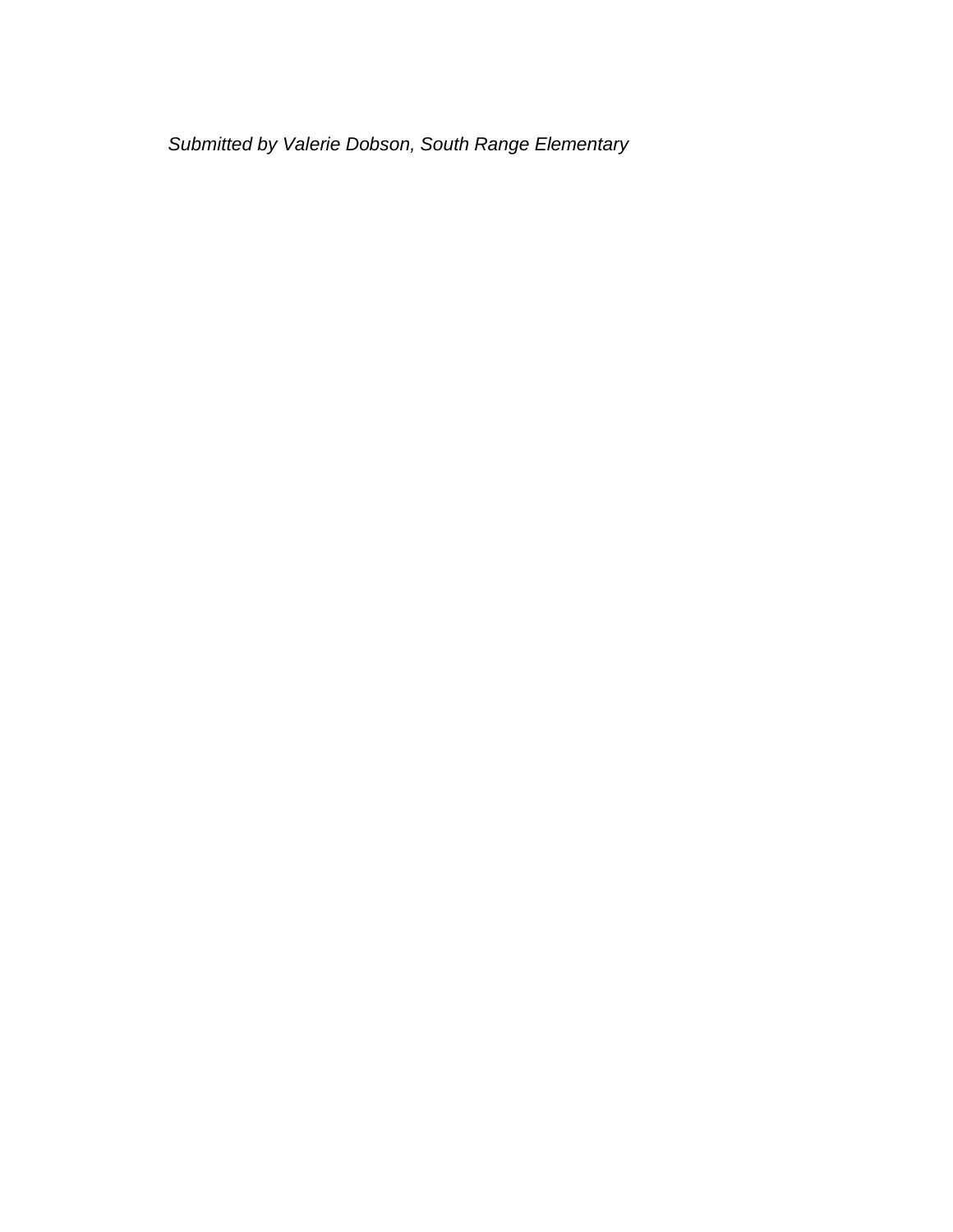*Submitted by Valerie Dobson, South Range Elementary*